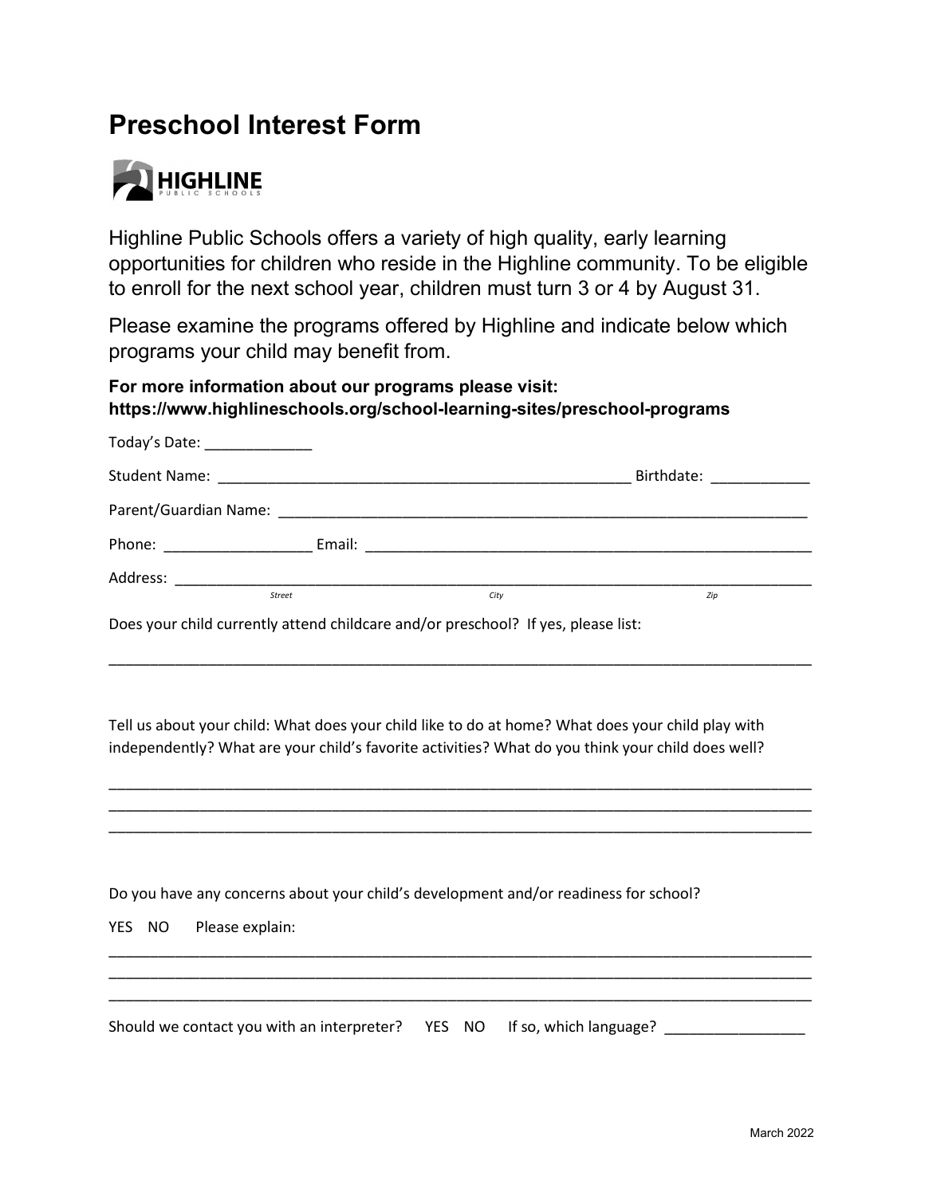# Preschool Interest Form

HIGHLINE PUBLIC SCHOOLS

Highline Public Schools offers a variety of high quality, early learning opportunities for children who reside in the Highline community. To be eligible to enroll for the next school year, children must turn 3 or 4 by August 31.

Please examine the programs offered by Highline and indicate below which programs your child may benefit from.

**For more information about our programs please visit: https://www.highlineschools.org/school-learning-sites/preschool-programs**

Today's Date: _____________

Student Name: ___________________________________________________ Birthdate: ____________

Parent/Guardian Name: __________________________________________________________________

Phone: __________________ Email: _______________________________________________________

Address: ___________________________________________________________________________
*Street* *City* *Zip*

Does your child currently attend childcare and/or preschool? If yes, please list:

_________________________________________________________________________________________

Tell us about your child: What does your child like to do at home? What does your child play with independently? What are your child's favorite activities? What do you think your child does well?

_________________________________________________________________________________________
_________________________________________________________________________________________
_________________________________________________________________________________________

Do you have any concerns about your child's development and/or readiness for school?

YES NO Please explain:

_________________________________________________________________________________________
_________________________________________________________________________________________
_________________________________________________________________________________________

Should we contact you with an interpreter? YES NO If so, which language? _________________

March 2022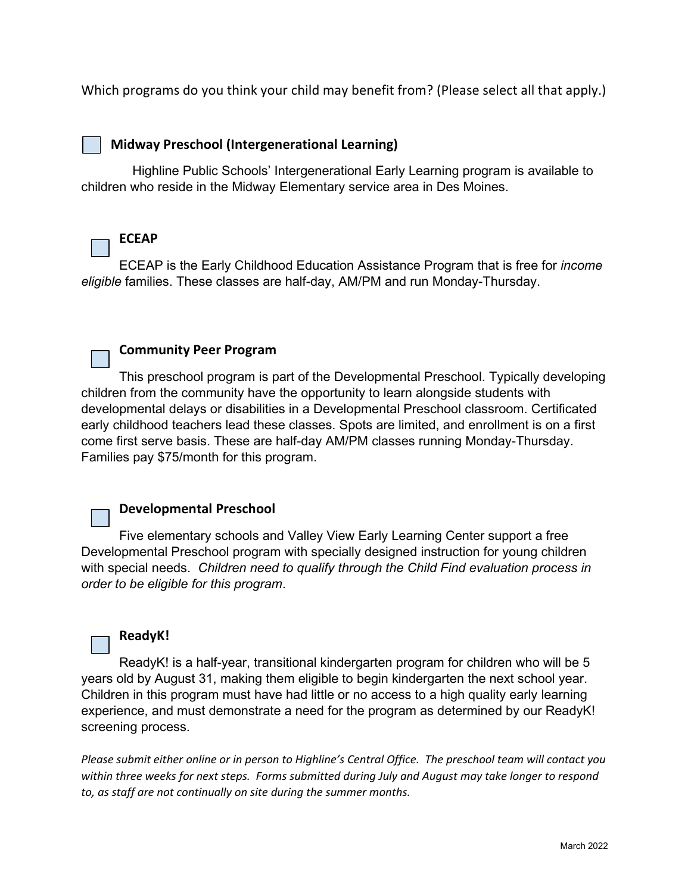Which programs do you think your child may benefit from? (Please select all that apply.)

☐ **Midway Preschool (Intergenerational Learning)**

Highline Public Schools' Intergenerational Early Learning program is available to children who reside in the Midway Elementary service area in Des Moines.

☐ **ECEAP**

ECEAP is the Early Childhood Education Assistance Program that is free for *income eligible* families. These classes are half-day, AM/PM and run Monday-Thursday.

☐ **Community Peer Program**

This preschool program is part of the Developmental Preschool. Typically developing children from the community have the opportunity to learn alongside students with developmental delays or disabilities in a Developmental Preschool classroom. Certificated early childhood teachers lead these classes. Spots are limited, and enrollment is on a first come first serve basis. These are half-day AM/PM classes running Monday-Thursday. Families pay $75/month for this program.

☐ **Developmental Preschool**

Five elementary schools and Valley View Early Learning Center support a free Developmental Preschool program with specially designed instruction for young children with special needs. *Children need to qualify through the Child Find evaluation process in order to be eligible for this program*.

☐ **ReadyK!**

ReadyK! is a half-year, transitional kindergarten program for children who will be 5 years old by August 31, making them eligible to begin kindergarten the next school year. Children in this program must have had little or no access to a high quality early learning experience, and must demonstrate a need for the program as determined by our ReadyK! screening process.

*Please submit either online or in person to Highline's Central Office. The preschool team will contact you within three weeks for next steps. Forms submitted during July and August may take longer to respond to, as staff are not continually on site during the summer months.*

March 2022